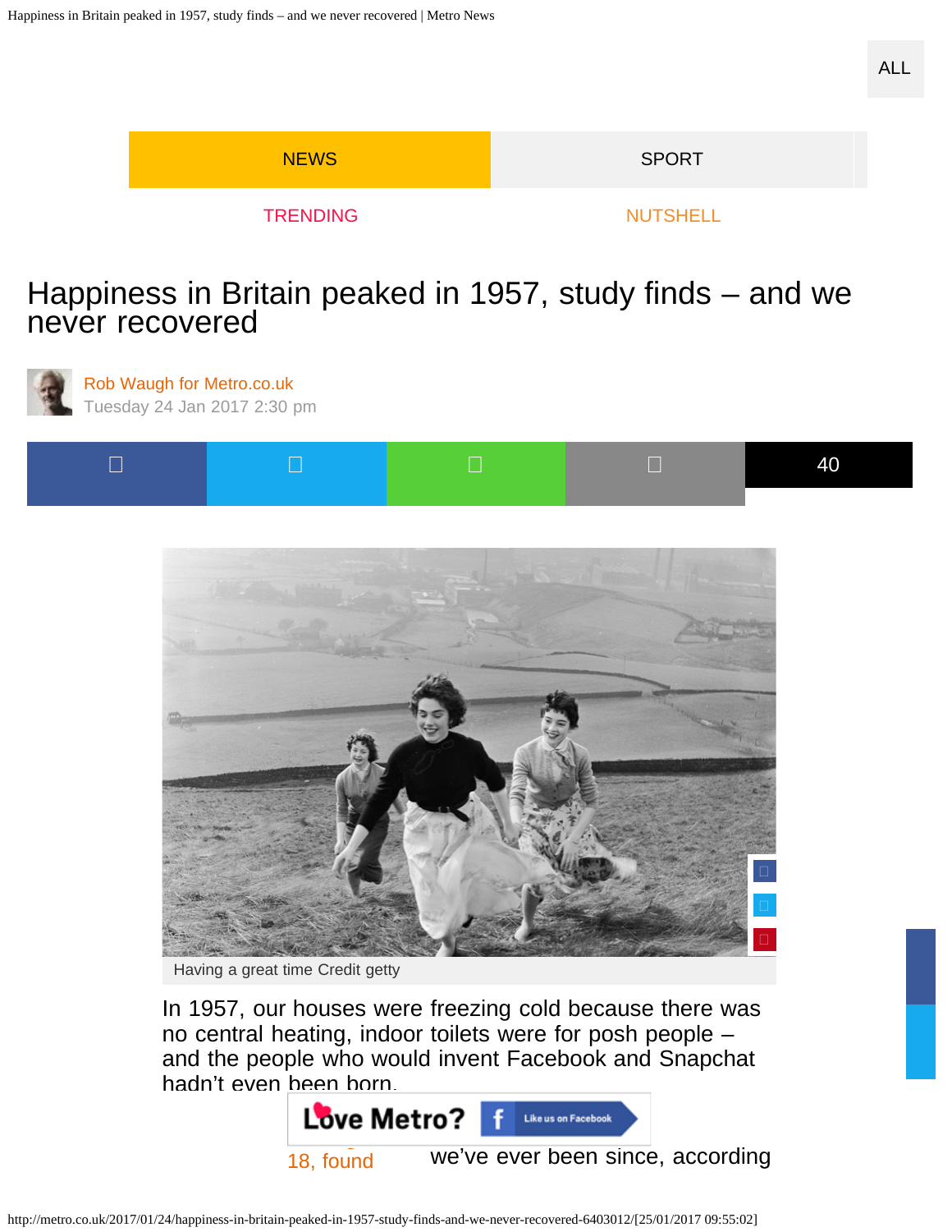ALL

NEWS | SPORT

TRENDING | NUTSHELL

# Happiness in Britain peaked in 1957, study finds – and we never recovered

Rob Waugh for Metro.co.uk
Tuesday 24 Jan 2017 2:30 pm

40

Having a great time Credit getty

In 1957, our houses were freezing cold because there was no central heating, indoor toilets were for posh people – and the people who would invent Facebook and Snapchat hadn't even been born.

Love Metro? Like us on Facebook

18, found we've ever been since, according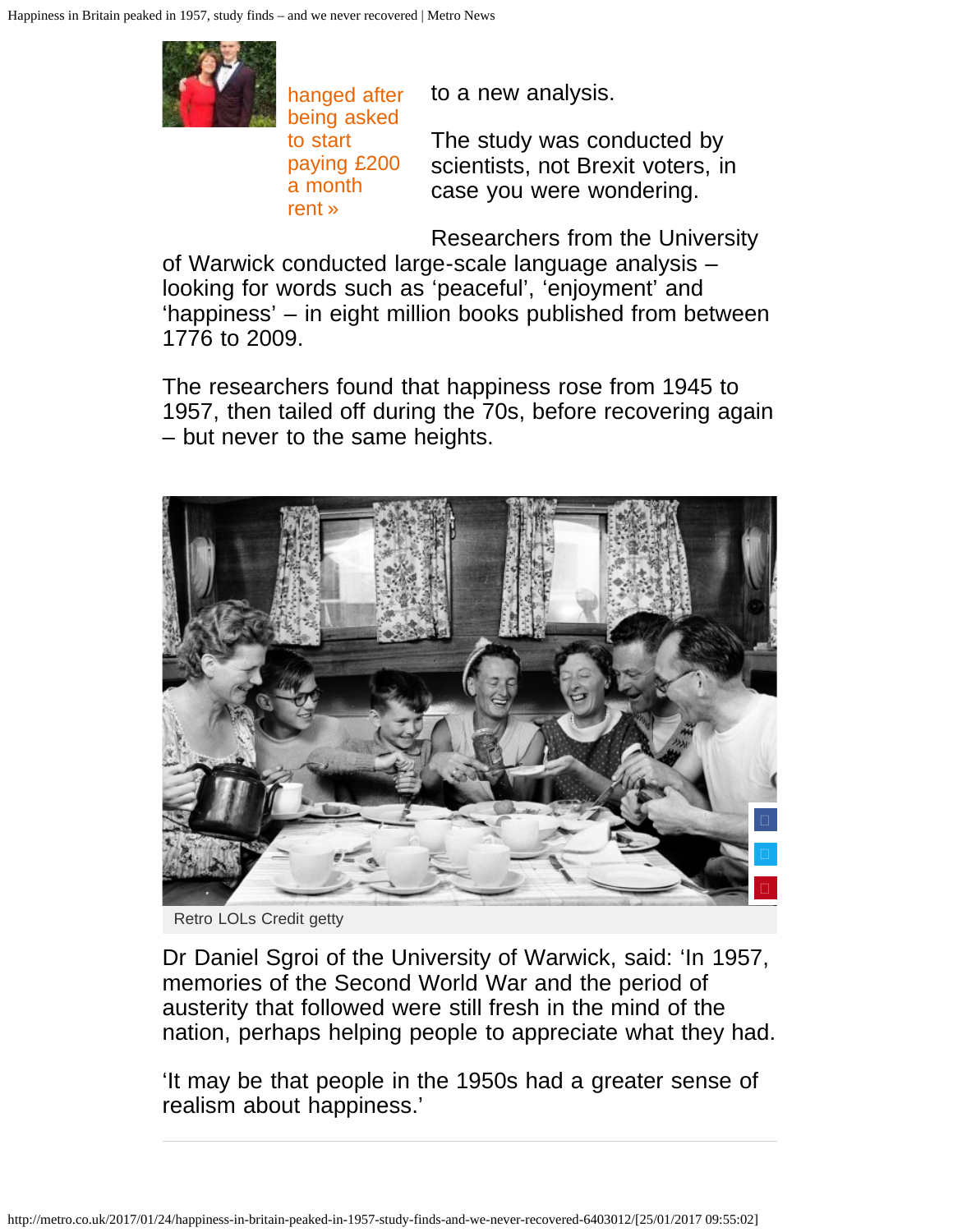hanged after being asked to start paying £200 a month rent »

to a new analysis.

The study was conducted by scientists, not Brexit voters, in case you were wondering.

Researchers from the University of Warwick conducted large-scale language analysis – looking for words such as 'peaceful', 'enjoyment' and 'happiness' – in eight million books published from between 1776 to 2009.

The researchers found that happiness rose from 1945 to 1957, then tailed off during the 70s, before recovering again – but never to the same heights.

Retro LOLs Credit getty

Dr Daniel Sgroi of the University of Warwick, said: 'In 1957, memories of the Second World War and the period of austerity that followed were still fresh in the mind of the nation, perhaps helping people to appreciate what they had.

'It may be that people in the 1950s had a greater sense of realism about happiness.'